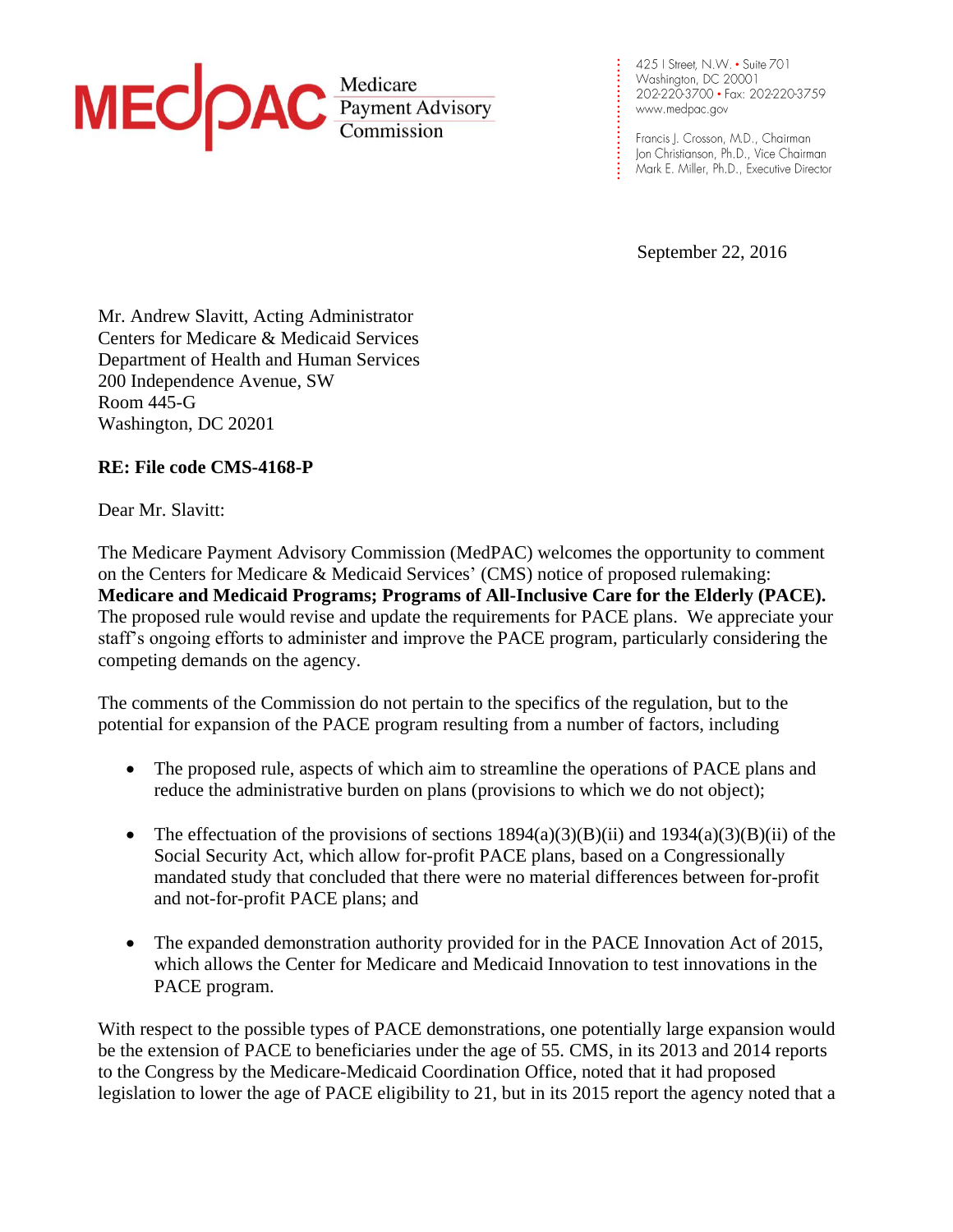MEDPAC Medicare Payment Advisory Commission

425 I Street, N.W. • Suite 701
Washington, DC 20001
202-220-3700 • Fax: 202-220-3759
www.medpac.gov

Francis J. Crosson, M.D., Chairman
Jon Christianson, Ph.D., Vice Chairman
Mark E. Miller, Ph.D., Executive Director

September 22, 2016

Mr. Andrew Slavitt, Acting Administrator
Centers for Medicare & Medicaid Services
Department of Health and Human Services
200 Independence Avenue, SW
Room 445-G
Washington, DC 20201

**RE: File code CMS-4168-P**

Dear Mr. Slavitt:

The Medicare Payment Advisory Commission (MedPAC) welcomes the opportunity to comment on the Centers for Medicare & Medicaid Services' (CMS) notice of proposed rulemaking: **Medicare and Medicaid Programs; Programs of All-Inclusive Care for the Elderly (PACE).** The proposed rule would revise and update the requirements for PACE plans. We appreciate your staff's ongoing efforts to administer and improve the PACE program, particularly considering the competing demands on the agency.

The comments of the Commission do not pertain to the specifics of the regulation, but to the potential for expansion of the PACE program resulting from a number of factors, including

- The proposed rule, aspects of which aim to streamline the operations of PACE plans and reduce the administrative burden on plans (provisions to which we do not object);
- The effectuation of the provisions of sections 1894(a)(3)(B)(ii) and 1934(a)(3)(B)(ii) of the Social Security Act, which allow for-profit PACE plans, based on a Congressionally mandated study that concluded that there were no material differences between for-profit and not-for-profit PACE plans; and
- The expanded demonstration authority provided for in the PACE Innovation Act of 2015, which allows the Center for Medicare and Medicaid Innovation to test innovations in the PACE program.

With respect to the possible types of PACE demonstrations, one potentially large expansion would be the extension of PACE to beneficiaries under the age of 55. CMS, in its 2013 and 2014 reports to the Congress by the Medicare-Medicaid Coordination Office, noted that it had proposed legislation to lower the age of PACE eligibility to 21, but in its 2015 report the agency noted that a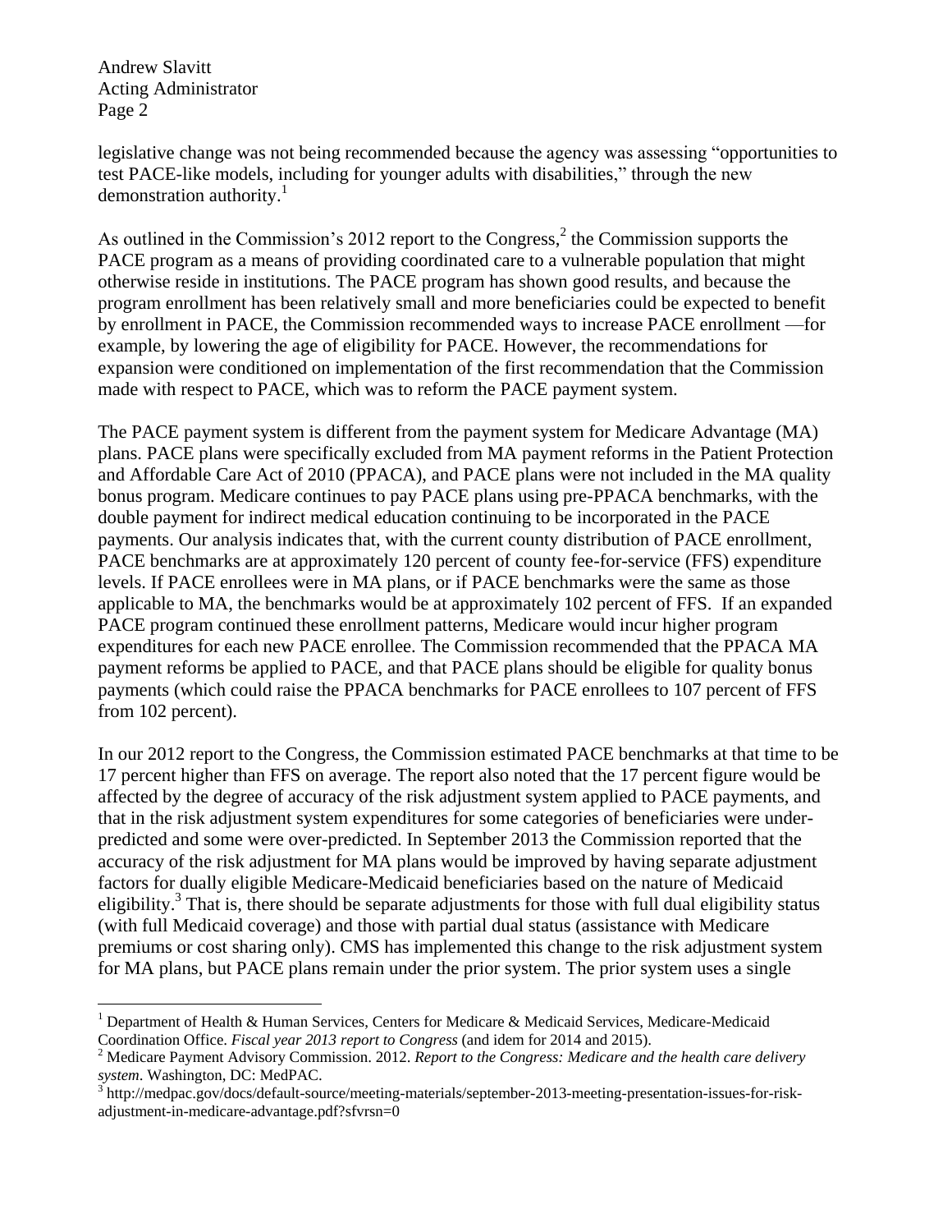legislative change was not being recommended because the agency was assessing "opportunities to test PACE-like models, including for younger adults with disabilities," through the new demonstration authority.[1]

As outlined in the Commission's 2012 report to the Congress,[2] the Commission supports the PACE program as a means of providing coordinated care to a vulnerable population that might otherwise reside in institutions. The PACE program has shown good results, and because the program enrollment has been relatively small and more beneficiaries could be expected to benefit by enrollment in PACE, the Commission recommended ways to increase PACE enrollment —for example, by lowering the age of eligibility for PACE. However, the recommendations for expansion were conditioned on implementation of the first recommendation that the Commission made with respect to PACE, which was to reform the PACE payment system.

The PACE payment system is different from the payment system for Medicare Advantage (MA) plans. PACE plans were specifically excluded from MA payment reforms in the Patient Protection and Affordable Care Act of 2010 (PPACA), and PACE plans were not included in the MA quality bonus program. Medicare continues to pay PACE plans using pre-PPACA benchmarks, with the double payment for indirect medical education continuing to be incorporated in the PACE payments. Our analysis indicates that, with the current county distribution of PACE enrollment, PACE benchmarks are at approximately 120 percent of county fee-for-service (FFS) expenditure levels. If PACE enrollees were in MA plans, or if PACE benchmarks were the same as those applicable to MA, the benchmarks would be at approximately 102 percent of FFS. If an expanded PACE program continued these enrollment patterns, Medicare would incur higher program expenditures for each new PACE enrollee. The Commission recommended that the PPACA MA payment reforms be applied to PACE, and that PACE plans should be eligible for quality bonus payments (which could raise the PPACA benchmarks for PACE enrollees to 107 percent of FFS from 102 percent).

In our 2012 report to the Congress, the Commission estimated PACE benchmarks at that time to be 17 percent higher than FFS on average. The report also noted that the 17 percent figure would be affected by the degree of accuracy of the risk adjustment system applied to PACE payments, and that in the risk adjustment system expenditures for some categories of beneficiaries were under-predicted and some were over-predicted. In September 2013 the Commission reported that the accuracy of the risk adjustment for MA plans would be improved by having separate adjustment factors for dually eligible Medicare-Medicaid beneficiaries based on the nature of Medicaid eligibility.[3] That is, there should be separate adjustments for those with full dual eligibility status (with full Medicaid coverage) and those with partial dual status (assistance with Medicare premiums or cost sharing only). CMS has implemented this change to the risk adjustment system for MA plans, but PACE plans remain under the prior system. The prior system uses a single

---

[1] Department of Health & Human Services, Centers for Medicare & Medicaid Services, Medicare-Medicaid Coordination Office. *Fiscal year 2013 report to Congress* (and idem for 2014 and 2015).

[2] Medicare Payment Advisory Commission. 2012. *Report to the Congress: Medicare and the health care delivery system*. Washington, DC: MedPAC.

[3] http://medpac.gov/docs/default-source/meeting-materials/september-2013-meeting-presentation-issues-for-risk-adjustment-in-medicare-advantage.pdf?sfvrsn=0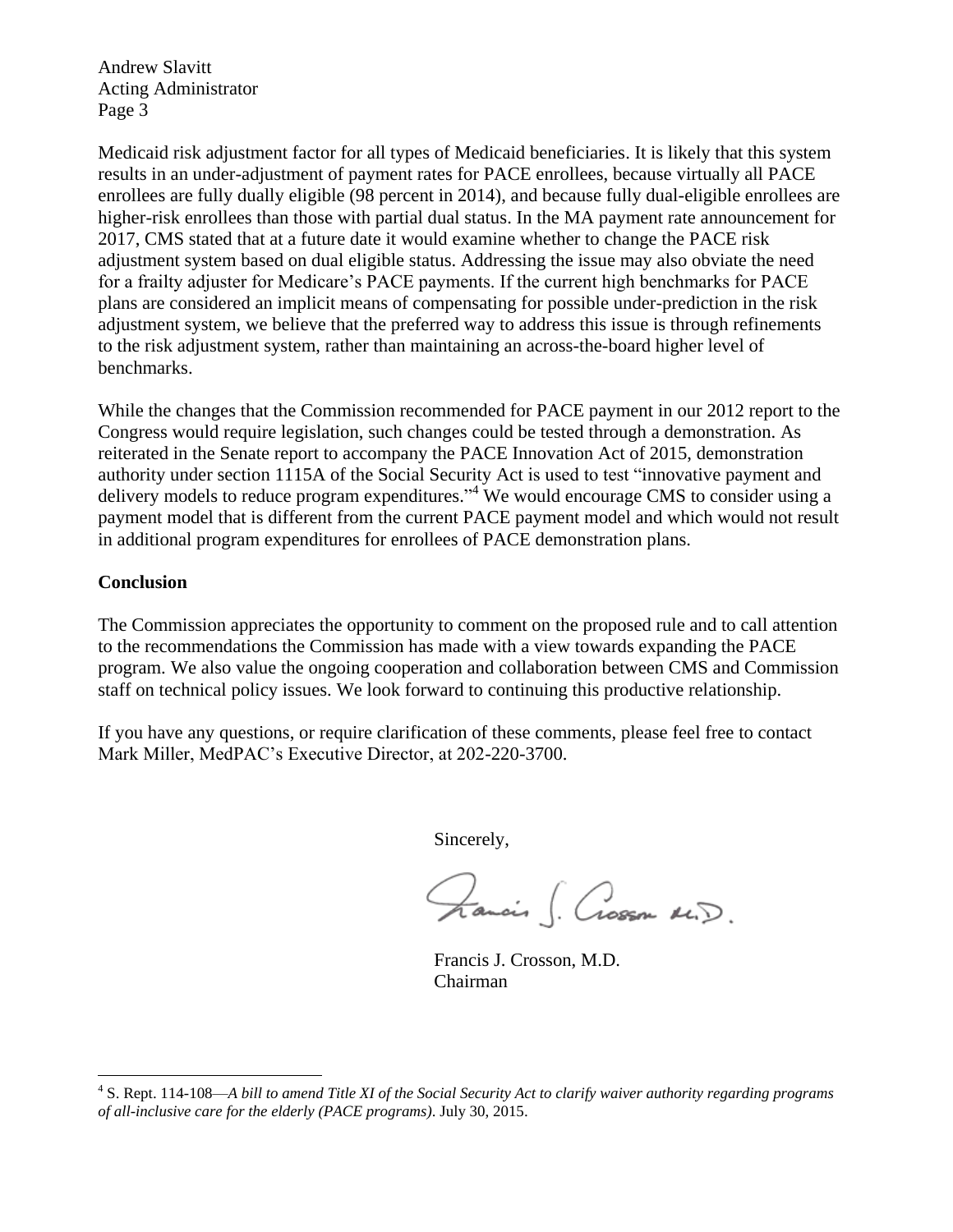Medicaid risk adjustment factor for all types of Medicaid beneficiaries. It is likely that this system results in an under-adjustment of payment rates for PACE enrollees, because virtually all PACE enrollees are fully dually eligible (98 percent in 2014), and because fully dual-eligible enrollees are higher-risk enrollees than those with partial dual status. In the MA payment rate announcement for 2017, CMS stated that at a future date it would examine whether to change the PACE risk adjustment system based on dual eligible status. Addressing the issue may also obviate the need for a frailty adjuster for Medicare's PACE payments. If the current high benchmarks for PACE plans are considered an implicit means of compensating for possible under-prediction in the risk adjustment system, we believe that the preferred way to address this issue is through refinements to the risk adjustment system, rather than maintaining an across-the-board higher level of benchmarks.

While the changes that the Commission recommended for PACE payment in our 2012 report to the Congress would require legislation, such changes could be tested through a demonstration. As reiterated in the Senate report to accompany the PACE Innovation Act of 2015, demonstration authority under section 1115A of the Social Security Act is used to test "innovative payment and delivery models to reduce program expenditures."[4] We would encourage CMS to consider using a payment model that is different from the current PACE payment model and which would not result in additional program expenditures for enrollees of PACE demonstration plans.

**Conclusion**

The Commission appreciates the opportunity to comment on the proposed rule and to call attention to the recommendations the Commission has made with a view towards expanding the PACE program. We also value the ongoing cooperation and collaboration between CMS and Commission staff on technical policy issues. We look forward to continuing this productive relationship.

If you have any questions, or require clarification of these comments, please feel free to contact Mark Miller, MedPAC's Executive Director, at 202-220-3700.

Sincerely,

Francis J. Crosson, M.D.
Chairman

[4] S. Rept. 114-108—*A bill to amend Title XI of the Social Security Act to clarify waiver authority regarding programs of all-inclusive care for the elderly (PACE programs)*. July 30, 2015.